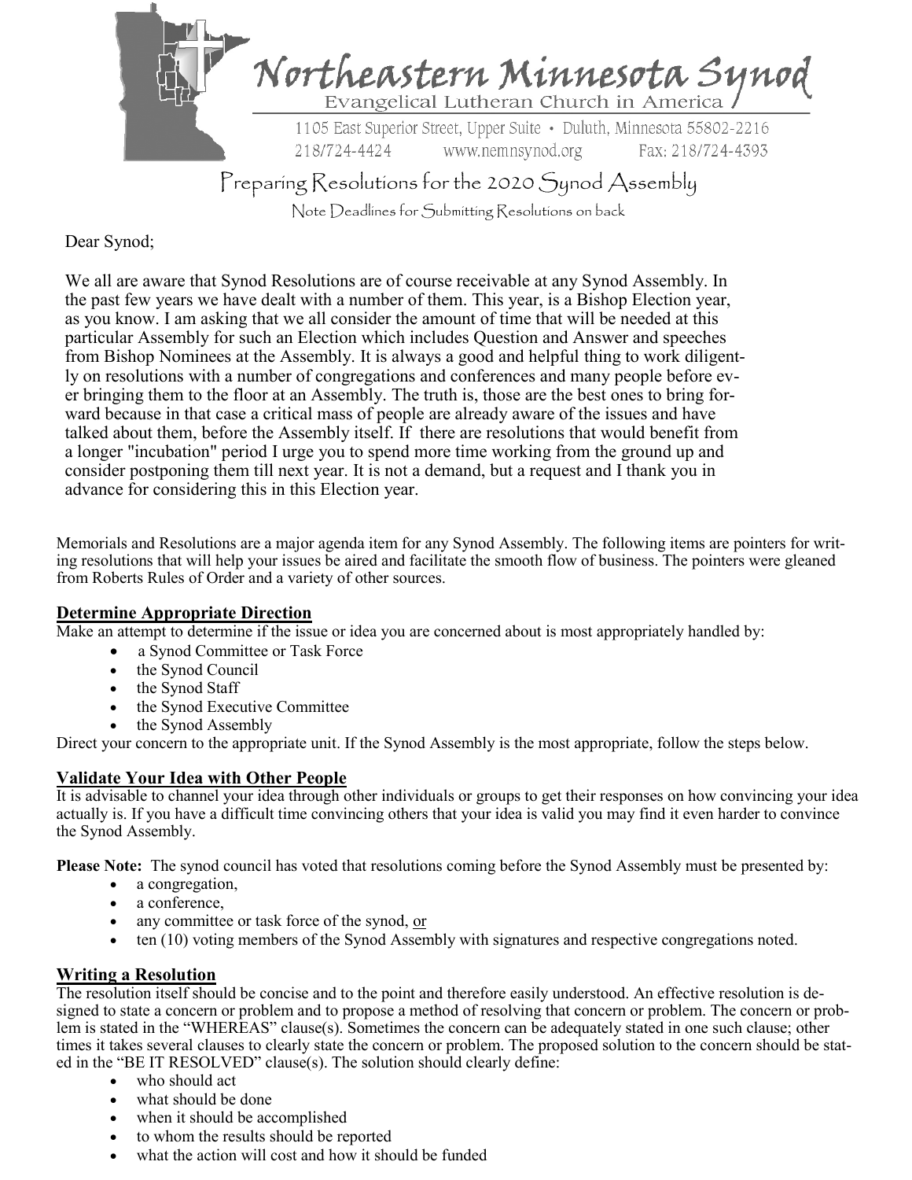# Northeastern Minnesota Synod

Evangelical Lutheran Church in America

1105 East Superior Street, Upper Suite • Duluth, Minnesota 55802-2216

218/724-4424 www.nemnsynod.org Fax: 218/724-4393

## Preparing Resolutions for the 2020 Synod Assembly

Note Deadlines for Submitting Resolutions on back

Dear Synod;

We all are aware that Synod Resolutions are of course receivable at any Synod Assembly. In the past few years we have dealt with a number of them. This year, is a Bishop Election year, as you know. I am asking that we all consider the amount of time that will be needed at this particular Assembly for such an Election which includes Question and Answer and speeches from Bishop Nominees at the Assembly. It is always a good and helpful thing to work diligently on resolutions with a number of congregations and conferences and many people before ever bringing them to the floor at an Assembly. The truth is, those are the best ones to bring forward because in that case a critical mass of people are already aware of the issues and have talked about them, before the Assembly itself. If there are resolutions that would benefit from a longer "incubation" period I urge you to spend more time working from the ground up and consider postponing them till next year. It is not a demand, but a request and I thank you in advance for considering this in this Election year.

Memorials and Resolutions are a major agenda item for any Synod Assembly. The following items are pointers for writing resolutions that will help your issues be aired and facilitate the smooth flow of business. The pointers were gleaned from Roberts Rules of Order and a variety of other sources.

### Determine Appropriate Direction

Make an attempt to determine if the issue or idea you are concerned about is most appropriately handled by:

- a Synod Committee or Task Force
- the Synod Council
- the Synod Staff
- the Synod Executive Committee
- the Synod Assembly

Direct your concern to the appropriate unit. If the Synod Assembly is the most appropriate, follow the steps below.

### Validate Your Idea with Other People

It is advisable to channel your idea through other individuals or groups to get their responses on how convincing your idea actually is. If you have a difficult time convincing others that your idea is valid you may find it even harder to convince the Synod Assembly.

**Please Note:** The synod council has voted that resolutions coming before the Synod Assembly must be presented by:

- a congregation,
- a conference,
- any committee or task force of the synod, or
- ten (10) voting members of the Synod Assembly with signatures and respective congregations noted.

### Writing a Resolution

The resolution itself should be concise and to the point and therefore easily understood. An effective resolution is designed to state a concern or problem and to propose a method of resolving that concern or problem. The concern or problem is stated in the "WHEREAS" clause(s). Sometimes the concern can be adequately stated in one such clause; other times it takes several clauses to clearly state the concern or problem. The proposed solution to the concern should be stated in the "BE IT RESOLVED" clause(s). The solution should clearly define:

- who should act
- what should be done
- when it should be accomplished
- to whom the results should be reported
- what the action will cost and how it should be funded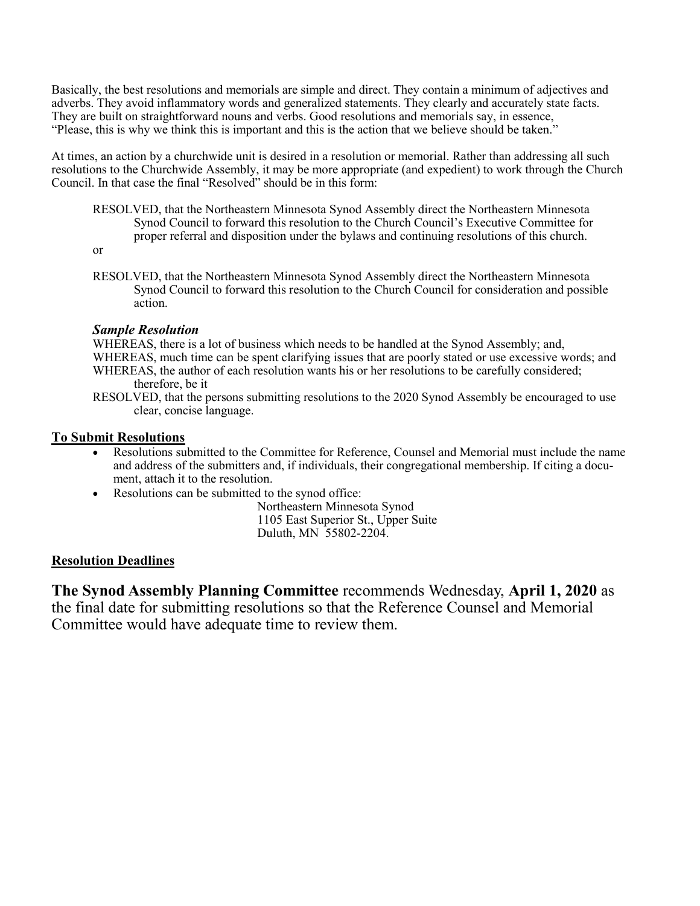Basically, the best resolutions and memorials are simple and direct. They contain a minimum of adjectives and adverbs. They avoid inflammatory words and generalized statements. They clearly and accurately state facts. They are built on straightforward nouns and verbs. Good resolutions and memorials say, in essence, "Please, this is why we think this is important and this is the action that we believe should be taken."

At times, an action by a churchwide unit is desired in a resolution or memorial. Rather than addressing all such resolutions to the Churchwide Assembly, it may be more appropriate (and expedient) to work through the Church Council. In that case the final "Resolved" should be in this form:

> RESOLVED, that the Northeastern Minnesota Synod Assembly direct the Northeastern Minnesota Synod Council to forward this resolution to the Church Council's Executive Committee for proper referral and disposition under the bylaws and continuing resolutions of this church.

or

> RESOLVED, that the Northeastern Minnesota Synod Assembly direct the Northeastern Minnesota Synod Council to forward this resolution to the Church Council for consideration and possible action.

***Sample Resolution***

WHEREAS, there is a lot of business which needs to be handled at the Synod Assembly; and,
WHEREAS, much time can be spent clarifying issues that are poorly stated or use excessive words; and
WHEREAS, the author of each resolution wants his or her resolutions to be carefully considered; therefore, be it
RESOLVED, that the persons submitting resolutions to the 2020 Synod Assembly be encouraged to use clear, concise language.

**To Submit Resolutions**

- Resolutions submitted to the Committee for Reference, Counsel and Memorial must include the name and address of the submitters and, if individuals, their congregational membership. If citing a document, attach it to the resolution.
- Resolutions can be submitted to the synod office:

  Northeastern Minnesota Synod
  1105 East Superior St., Upper Suite
  Duluth, MN 55802-2204.

**Resolution Deadlines**

**The Synod Assembly Planning Committee** recommends Wednesday, **April 1, 2020** as the final date for submitting resolutions so that the Reference Counsel and Memorial Committee would have adequate time to review them.